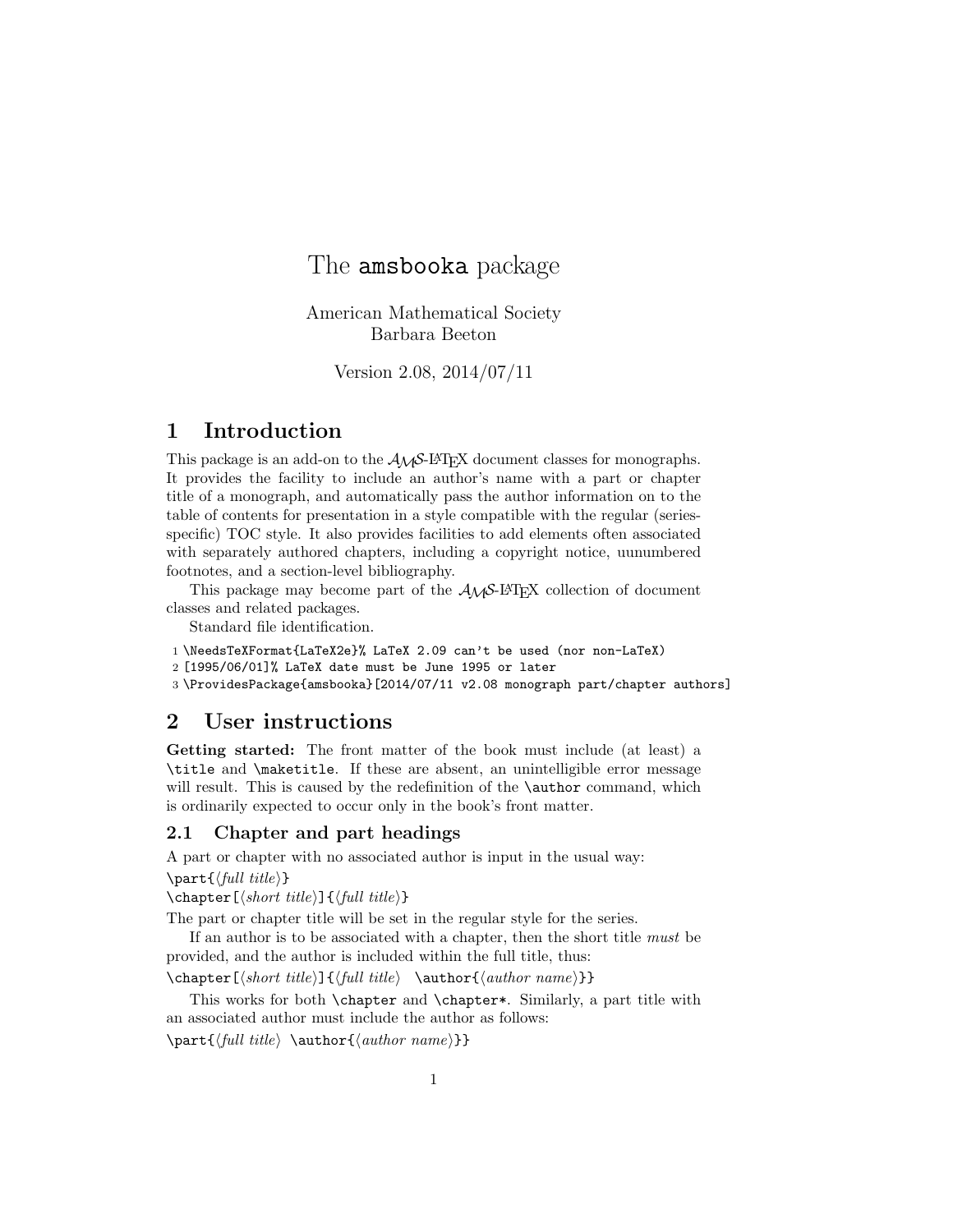# The `amsbooka` package

American Mathematical Society
Barbara Beeton

Version 2.08, 2014/07/11

## 1 Introduction

This package is an add-on to the AMS-LaTeX document classes for monographs. It provides the facility to include an author's name with a part or chapter title of a monograph, and automatically pass the author information on to the table of contents for presentation in a style compatible with the regular (series-specific) TOC style. It also provides facilities to add elements often associated with separately authored chapters, including a copyright notice, uunumbered footnotes, and a section-level bibliography.

This package may become part of the AMS-LaTeX collection of document classes and related packages.

Standard file identification.

```
1 \NeedsTeXFormat{LaTeX2e}% LaTeX 2.09 can't be used (nor non-LaTeX)
2 [1995/06/01]% LaTeX date must be June 1995 or later
3 \ProvidesPackage{amsbooka}[2014/07/11 v2.08 monograph part/chapter authors]
```

## 2 User instructions

**Getting started:** The front matter of the book must include (at least) a `\title` and `\maketitle`. If these are absent, an unintelligible error message will result. This is caused by the redefinition of the `\author` command, which is ordinarily expected to occur only in the book's front matter.

### 2.1 Chapter and part headings

A part or chapter with no associated author is input in the usual way:

`\part{`⟨*full title*⟩`}`

`\chapter[`⟨*short title*⟩`]{`⟨*full title*⟩`}`

The part or chapter title will be set in the regular style for the series.

If an author is to be associated with a chapter, then the short title *must* be provided, and the author is included within the full title, thus:

`\chapter[`⟨*short title*⟩`]{`⟨*full title*⟩ `\author{`⟨*author name*⟩`}}`

This works for both `\chapter` and `\chapter*`. Similarly, a part title with an associated author must include the author as follows:

`\part{`⟨*full title*⟩ `\author{`⟨*author name*⟩`}}`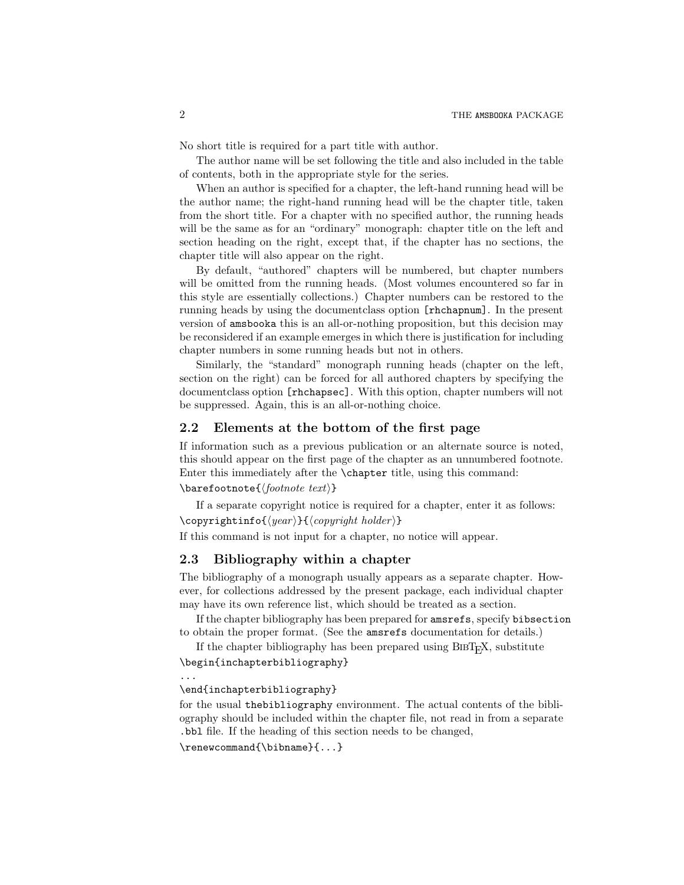No short title is required for a part title with author.

The author name will be set following the title and also included in the table of contents, both in the appropriate style for the series.

When an author is specified for a chapter, the left-hand running head will be the author name; the right-hand running head will be the chapter title, taken from the short title. For a chapter with no specified author, the running heads will be the same as for an "ordinary" monograph: chapter title on the left and section heading on the right, except that, if the chapter has no sections, the chapter title will also appear on the right.

By default, "authored" chapters will be numbered, but chapter numbers will be omitted from the running heads. (Most volumes encountered so far in this style are essentially collections.) Chapter numbers can be restored to the running heads by using the documentclass option `[rhchapnum]`. In the present version of `amsbooka` this is an all-or-nothing proposition, but this decision may be reconsidered if an example emerges in which there is justification for including chapter numbers in some running heads but not in others.

Similarly, the "standard" monograph running heads (chapter on the left, section on the right) can be forced for all authored chapters by specifying the documentclass option `[rhchapsec]`. With this option, chapter numbers will not be suppressed. Again, this is an all-or-nothing choice.

## 2.2 Elements at the bottom of the first page

If information such as a previous publication or an alternate source is noted, this should appear on the first page of the chapter as an unnumbered footnote. Enter this immediately after the `\chapter` title, using this command:

`\barefootnote{`⟨*footnote text*⟩`}`

If a separate copyright notice is required for a chapter, enter it as follows:

`\copyrightinfo{`⟨*year*⟩`}{`⟨*copyright holder*⟩`}`

If this command is not input for a chapter, no notice will appear.

## 2.3 Bibliography within a chapter

The bibliography of a monograph usually appears as a separate chapter. However, for collections addressed by the present package, each individual chapter may have its own reference list, which should be treated as a section.

If the chapter bibliography has been prepared for `amsrefs`, specify `bibsection` to obtain the proper format. (See the `amsrefs` documentation for details.)

If the chapter bibliography has been prepared using BibTeX, substitute

```
\begin{inchapterbibliography}
...
\end{inchapterbibliography}
```

for the usual `thebibliography` environment. The actual contents of the bibliography should be included within the chapter file, not read in from a separate `.bbl` file. If the heading of this section needs to be changed,

```
\renewcommand{\bibname}{...}
```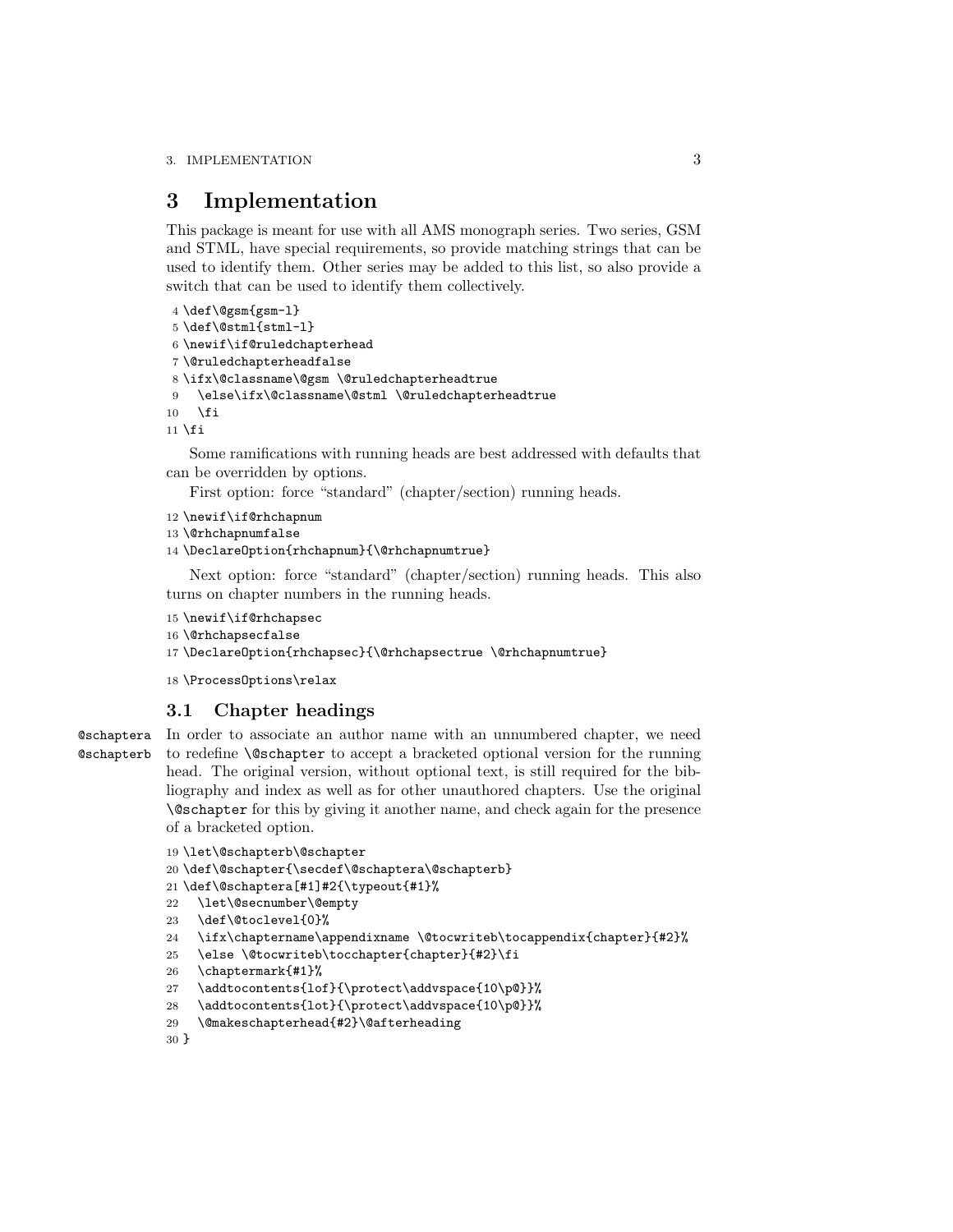# 3 Implementation

This package is meant for use with all AMS monograph series. Two series, GSM and STML, have special requirements, so provide matching strings that can be used to identify them. Other series may be added to this list, so also provide a switch that can be used to identify them collectively.

```
4 \def\@gsm{gsm-l}
5 \def\@stml{stml-l}
6 \newif\if@ruledchapterhead
7 \@ruledchapterheadfalse
8 \ifx\@classname\@gsm \@ruledchapterheadtrue
9   \else\ifx\@classname\@stml \@ruledchapterheadtrue
10  \fi
11 \fi
```

Some ramifications with running heads are best addressed with defaults that can be overridden by options.

First option: force "standard" (chapter/section) running heads.

```
12 \newif\if@rhchapnum
13 \@rhchapnumfalse
14 \DeclareOption{rhchapnum}{\@rhchapnumtrue}
```

Next option: force "standard" (chapter/section) running heads. This also turns on chapter numbers in the running heads.

```
15 \newif\if@rhchapsec
16 \@rhchapsecfalse
17 \DeclareOption{rhchapsec}{\@rhchapsectrue \@rhchapnumtrue}
```

```
18 \ProcessOptions\relax
```

## 3.1 Chapter headings

@schaptera
@schapterb

In order to associate an author name with an unnumbered chapter, we need to redefine `\@schapter` to accept a bracketed optional version for the running head. The original version, without optional text, is still required for the bibliography and index as well as for other unauthored chapters. Use the original `\@schapter` for this by giving it another name, and check again for the presence of a bracketed option.

```
19 \let\@schapterb\@schapter
20 \def\@schapter{\secdef\@schaptera\@schapterb}
21 \def\@schaptera[#1]#2{\typeout{#1}%
22   \let\@secnumber\@empty
23   \def\@toclevel{0}%
24   \ifx\chaptername\appendixname \@tocwriteb\tocappendix{chapter}{#2}%
25   \else \@tocwriteb\tocchapter{chapter}{#2}\fi
26   \chaptermark{#1}%
27   \addtocontents{lof}{\protect\addvspace{10\p@}}%
28   \addtocontents{lot}{\protect\addvspace{10\p@}}%
29   \@makeschapterhead{#2}\@afterheading
30 }
```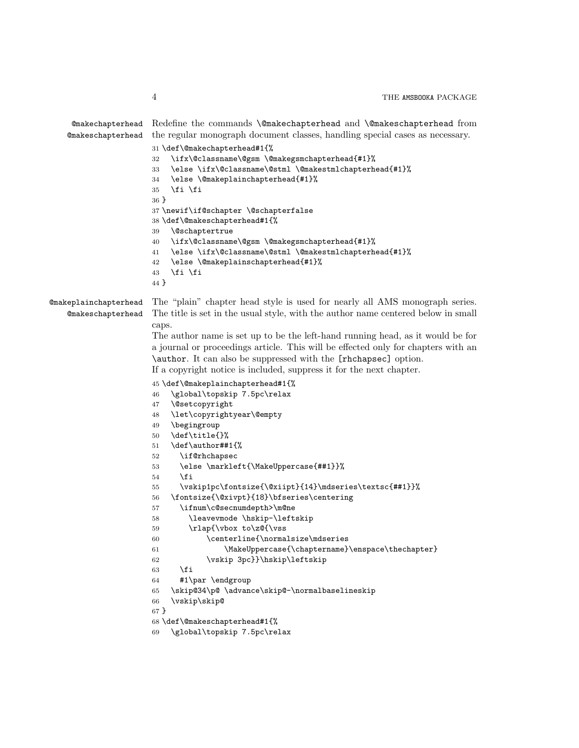@makechapterhead
@makeschapterhead

Redefine the commands `\@makechapterhead` and `\@makeschapterhead` from the regular monograph document classes, handling special cases as necessary.

```
31 \def\@makechapterhead#1{%
32   \ifx\@classname\@gsm \@makegsmchapterhead{#1}%
33   \else \ifx\@classname\@stml \@makestmlchapterhead{#1}%
34   \else \@makeplainchapterhead{#1}%
35   \fi \fi
36 }
37 \newif\if@schapter \@schapterfalse
38 \def\@makeschapterhead#1{%
39   \@schaptertrue
40   \ifx\@classname\@gsm \@makegsmchapterhead{#1}%
41   \else \ifx\@classname\@stml \@makestmlchapterhead{#1}%
42   \else \@makeplainschapterhead{#1}%
43   \fi \fi
44 }
```

@makeplainchapterhead
@makeschapterhead

The "plain" chapter head style is used for nearly all AMS monograph series. The title is set in the usual style, with the author name centered below in small caps.

The author name is set up to be the left-hand running head, as it would be for a journal or proceedings article. This will be effected only for chapters with an `\author`. It can also be suppressed with the `[rhchapsec]` option.

If a copyright notice is included, suppress it for the next chapter.

```
45 \def\@makeplainchapterhead#1{%
46   \global\topskip 7.5pc\relax
47   \@setcopyright
48   \let\copyrightyear\@empty
49   \begingroup
50   \def\title{}%
51   \def\author##1{%
52     \if@rhchapsec
53     \else \markleft{\MakeUppercase{##1}}%
54     \fi
55     \vskip1pc\fontsize{\@xiipt}{14}\mdseries\textsc{##1}}%
56   \fontsize{\@xivpt}{18}\bfseries\centering
57     \ifnum\c@secnumdepth>\m@ne
58       \leavevmode \hskip-\leftskip
59       \rlap{\vbox to\z@{\vss
60           \centerline{\normalsize\mdseries
61               \MakeUppercase{\chaptername}\enspace\thechapter}
62           \vskip 3pc}}\hskip\leftskip
63     \fi
64     #1\par \endgroup
65   \skip@34\p@ \advance\skip@-\normalbaselineskip
66   \vskip\skip@
67 }
68 \def\@makeschapterhead#1{%
69   \global\topskip 7.5pc\relax
```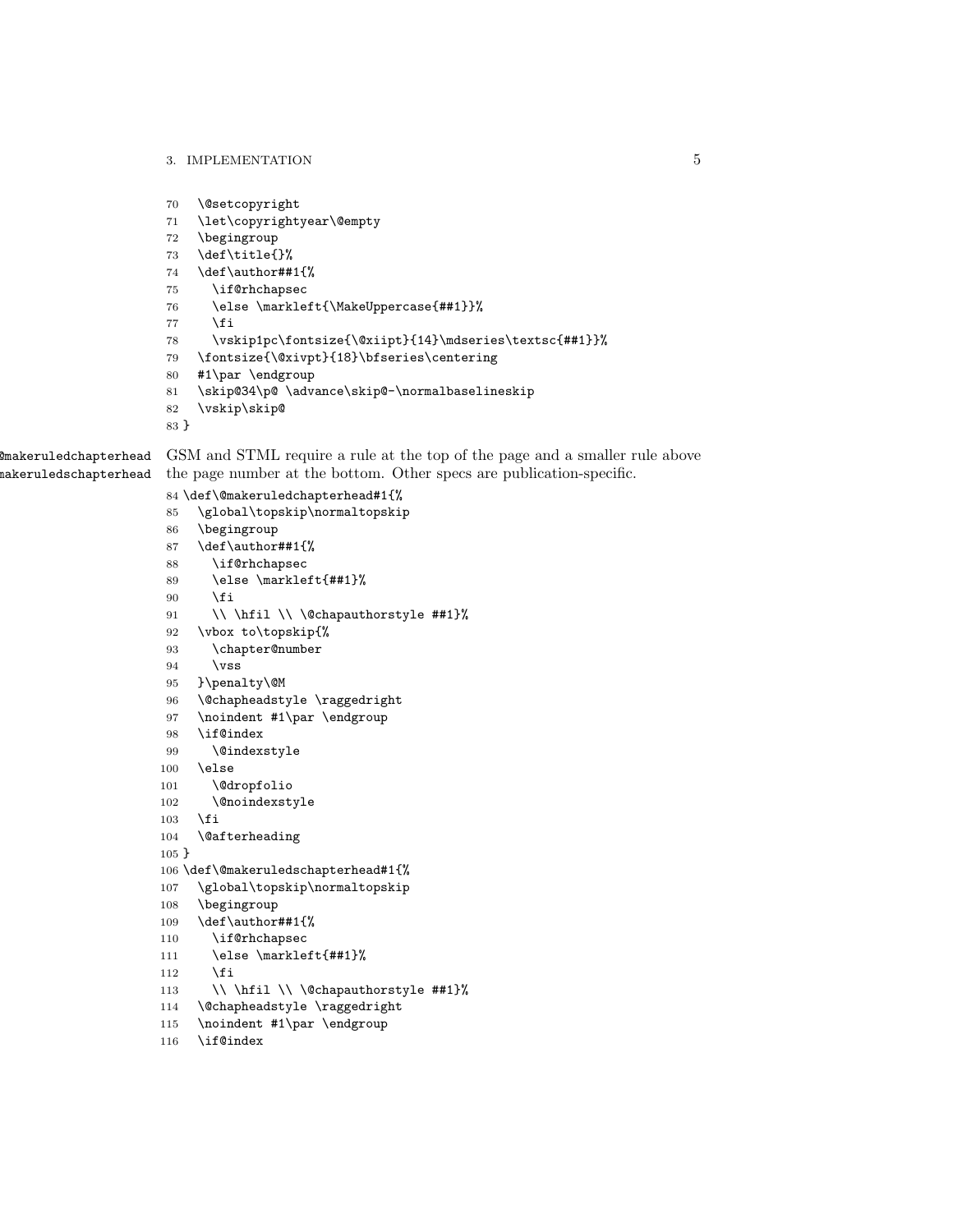```
70   \@setcopyright
71   \let\copyrightyear\@empty
72   \begingroup
73   \def\title{}%
74   \def\author##1{%
75     \if@rhchapsec
76     \else \markleft{\MakeUppercase{##1}}%
77     \fi
78     \vskip1pc\fontsize{\@xiipt}{14}\mdseries\textsc{##1}}%
79   \fontsize{\@xivpt}{18}\bfseries\centering
80   #1\par \endgroup
81   \skip@34\p@ \advance\skip@-\normalbaselineskip
82   \vskip\skip@
83 }
```

`\@makeruledchapterhead` `\@makeruledschapterhead` GSM and STML require a rule at the top of the page and a smaller rule above the page number at the bottom. Other specs are publication-specific.

```
84 \def\@makeruledchapterhead#1{%
85   \global\topskip\normaltopskip
86   \begingroup
87   \def\author##1{%
88     \if@rhchapsec
89     \else \markleft{##1}%
90     \fi
91     \\ \hfil \\ \@chapauthorstyle ##1}%
92   \vbox to\topskip{%
93     \chapter@number
94     \vss
95   }\penalty\@M
96   \@chapheadstyle \raggedright
97   \noindent #1\par \endgroup
98   \if@index
99     \@indexstyle
100  \else
101    \@dropfolio
102    \@noindexstyle
103  \fi
104  \@afterheading
105 }
106 \def\@makeruledschapterhead#1{%
107   \global\topskip\normaltopskip
108   \begingroup
109   \def\author##1{%
110     \if@rhchapsec
111     \else \markleft{##1}%
112     \fi
113     \\ \hfil \\ \@chapauthorstyle ##1}%
114   \@chapheadstyle \raggedright
115   \noindent #1\par \endgroup
116   \if@index
```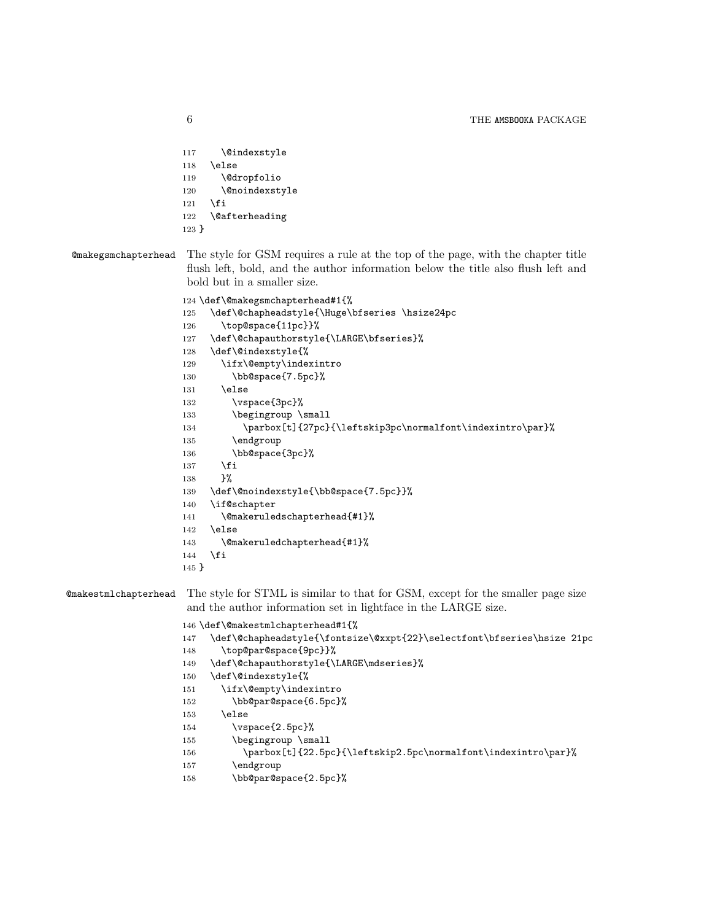```
117     \@indexstyle
118   \else
119     \@dropfolio
120     \@noindexstyle
121   \fi
122   \@afterheading
123 }
```

**@makegsmchapterhead** The style for GSM requires a rule at the top of the page, with the chapter title flush left, bold, and the author information below the title also flush left and bold but in a smaller size.

```
124 \def\@makegsmchapterhead#1{%
125   \def\@chapheadstyle{\Huge\bfseries \hsize24pc
126     \top@space{11pc}}%
127   \def\@chapauthorstyle{\LARGE\bfseries}%
128   \def\@indexstyle{%
129     \ifx\@empty\indexintro
130       \bb@space{7.5pc}%
131     \else
132       \vspace{3pc}%
133       \begingroup \small
134         \parbox[t]{27pc}{\leftskip3pc\normalfont\indexintro\par}%
135       \endgroup
136       \bb@space{3pc}%
137     \fi
138     }%
139   \def\@noindexstyle{\bb@space{7.5pc}}%
140   \if@schapter
141     \@makeruledschapterhead{#1}%
142   \else
143     \@makeruledchapterhead{#1}%
144   \fi
145 }
```

**@makestmlchapterhead** The style for STML is similar to that for GSM, except for the smaller page size and the author information set in lightface in the LARGE size.

```
146 \def\@makestmlchapterhead#1{%
147   \def\@chapheadstyle{\fontsize\@xxpt{22}\selectfont\bfseries\hsize 21pc
148     \top@par@space{9pc}}%
149   \def\@chapauthorstyle{\LARGE\mdseries}%
150   \def\@indexstyle{%
151     \ifx\@empty\indexintro
152       \bb@par@space{6.5pc}%
153     \else
154       \vspace{2.5pc}%
155       \begingroup \small
156         \parbox[t]{22.5pc}{\leftskip2.5pc\normalfont\indexintro\par}%
157       \endgroup
158       \bb@par@space{2.5pc}%
```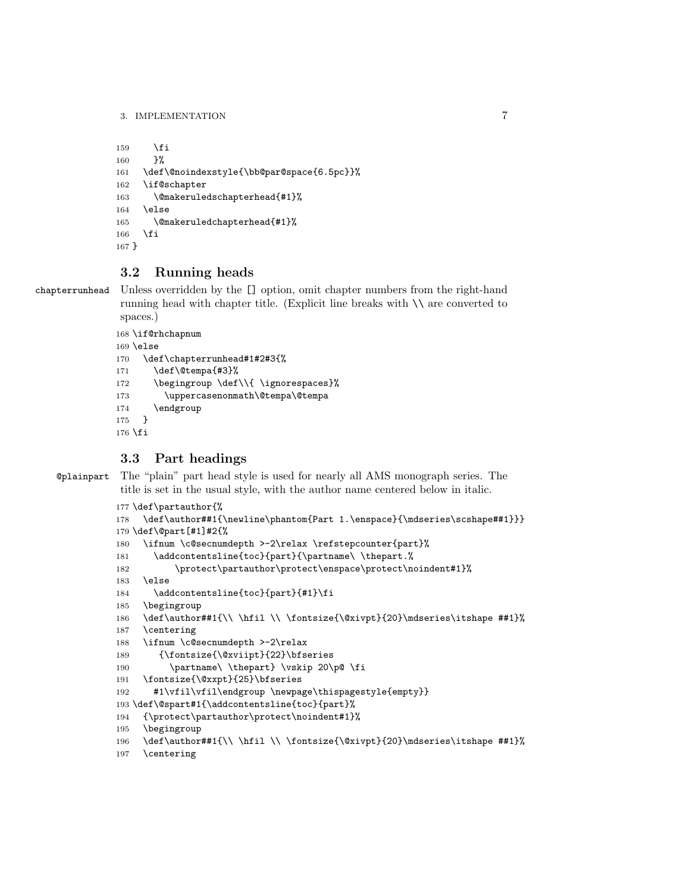```
159     \fi
160     }%
161   \def\@noindexstyle{\bb@par@space{6.5pc}}%
162   \if@schapter
163     \@makeruledschapterhead{#1}%
164   \else
165     \@makeruledchapterhead{#1}%
166   \fi
167 }
```

## 3.2 Running heads

chapterrunhead Unless overridden by the [] option, omit chapter numbers from the right-hand running head with chapter title. (Explicit line breaks with \\ are converted to spaces.)

```
168 \if@rhchapnum
169 \else
170   \def\chapterrunhead#1#2#3{%
171     \def\@tempa{#3}%
172     \begingroup \def\\{ \ignorespaces}%
173       \uppercasenonmath\@tempa\@tempa
174     \endgroup
175   }
176 \fi
```

## 3.3 Part headings

@plainpart The “plain” part head style is used for nearly all AMS monograph series. The title is set in the usual style, with the author name centered below in italic.

```
177 \def\partauthor{%
178   \def\author##1{\newline\phantom{Part 1.\enspace}{\mdseries\scshape##1}}}
179 \def\@part[#1]#2{%
180   \ifnum \c@secnumdepth >-2\relax \refstepcounter{part}%
181     \addcontentsline{toc}{part}{\partname\ \thepart.%
182         \protect\partauthor\protect\enspace\protect\noindent#1}%
183   \else
184     \addcontentsline{toc}{part}{#1}\fi
185   \begingroup
186   \def\author##1{\\ \hfil \\ \fontsize{\@xivpt}{20}\mdseries\itshape ##1}%
187   \centering
188   \ifnum \c@secnumdepth >-2\relax
189      {\fontsize{\@xviipt}{22}\bfseries
190        \partname\ \thepart} \vskip 20\p@ \fi
191   \fontsize{\@xxpt}{25}\bfseries
192     #1\vfil\vfil\endgroup \newpage\thispagestyle{empty}}
193 \def\@spart#1{\addcontentsline{toc}{part}%
194   {\protect\partauthor\protect\noindent#1}%
195   \begingroup
196   \def\author##1{\\ \hfil \\ \fontsize{\@xivpt}{20}\mdseries\itshape ##1}%
197   \centering
```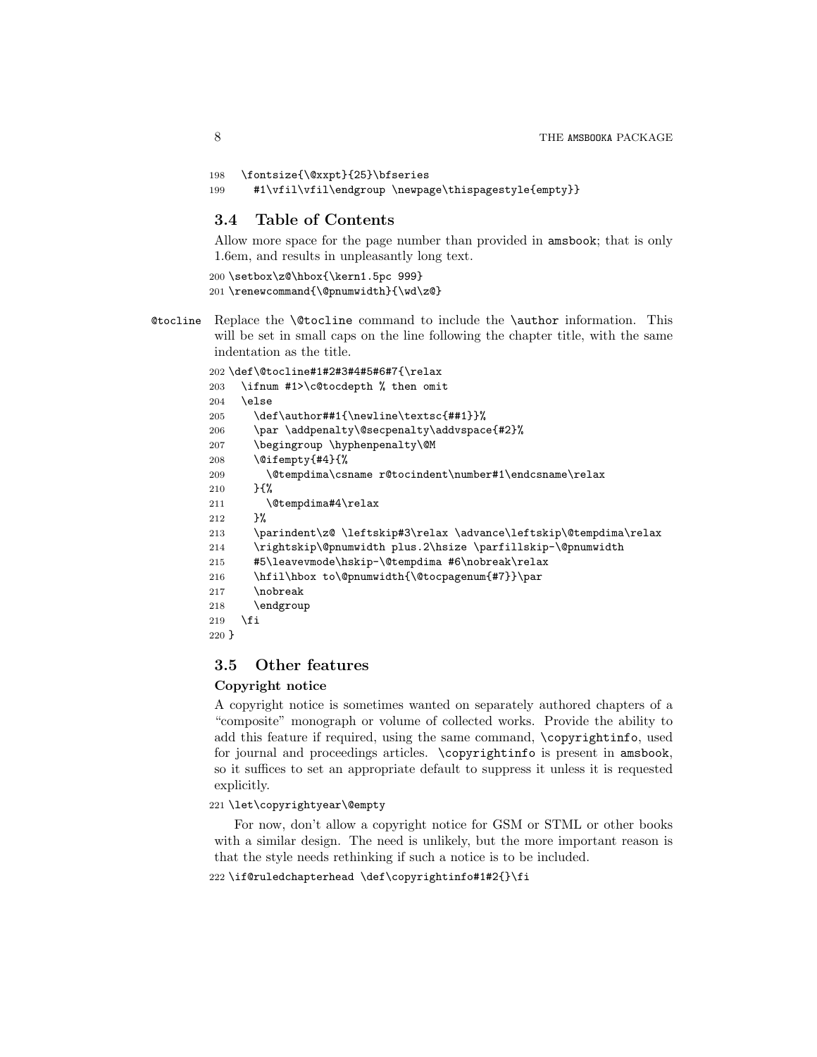```
198   \fontsize{\@xxpt}{25}\bfseries
199     #1\vfil\vfil\endgroup \newpage\thispagestyle{empty}}
```

## 3.4 Table of Contents

Allow more space for the page number than provided in `amsbook`; that is only 1.6em, and results in unpleasantly long text.

```
200 \setbox\z@\hbox{\kern1.5pc 999}
201 \renewcommand{\@pnumwidth}{\wd\z@}
```

`@tocline` Replace the `\@tocline` command to include the `\author` information. This will be set in small caps on the line following the chapter title, with the same indentation as the title.

```
202 \def\@tocline#1#2#3#4#5#6#7{\relax
203   \ifnum #1>\c@tocdepth % then omit
204   \else
205     \def\author##1{\newline\textsc{##1}}%
206     \par \addpenalty\@secpenalty\addvspace{#2}%
207     \begingroup \hyphenpenalty\@M
208     \@ifempty{#4}{%
209       \@tempdima\csname r@tocindent\number#1\endcsname\relax
210     }{%
211       \@tempdima#4\relax
212     }%
213     \parindent\z@ \leftskip#3\relax \advance\leftskip\@tempdima\relax
214     \rightskip\@pnumwidth plus.2\hsize \parfillskip-\@pnumwidth
215     #5\leavevmode\hskip-\@tempdima #6\nobreak\relax
216     \hfil\hbox to\@pnumwidth{\@tocpagenum{#7}}\par
217     \nobreak
218     \endgroup
219   \fi
220 }
```

## 3.5 Other features

### Copyright notice

A copyright notice is sometimes wanted on separately authored chapters of a "composite" monograph or volume of collected works. Provide the ability to add this feature if required, using the same command, `\copyrightinfo`, used for journal and proceedings articles. `\copyrightinfo` is present in `amsbook`, so it suffices to set an appropriate default to suppress it unless it is requested explicitly.

```
221 \let\copyrightyear\@empty
```

For now, don't allow a copyright notice for GSM or STML or other books with a similar design. The need is unlikely, but the more important reason is that the style needs rethinking if such a notice is to be included.

```
222 \if@ruledchapterhead \def\copyrightinfo#1#2{}\fi
```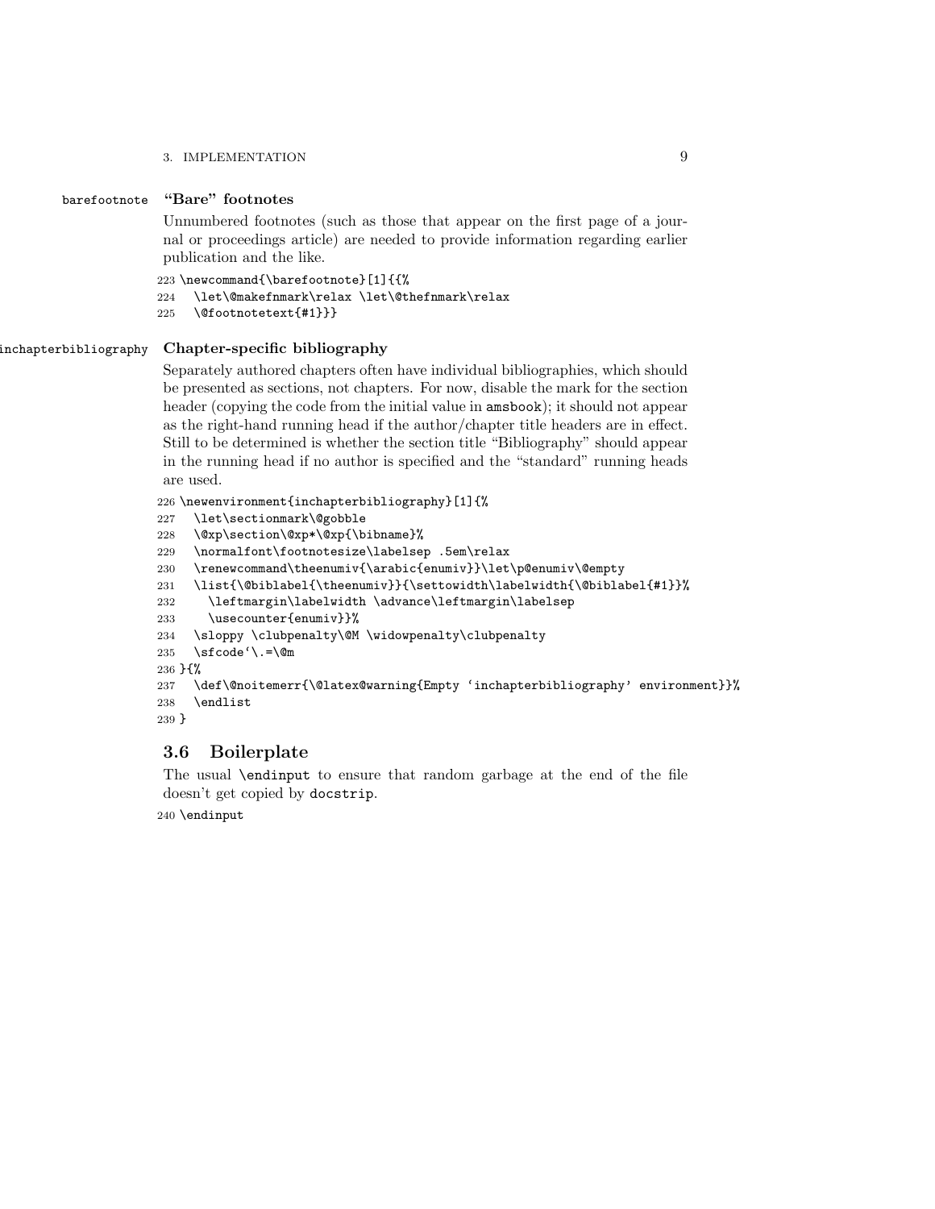barefootnote **"Bare" footnotes**

Unnumbered footnotes (such as those that appear on the first page of a journal or proceedings article) are needed to provide information regarding earlier publication and the like.

```
223 \newcommand{\barefootnote}[1]{{%
224   \let\@makefnmark\relax \let\@thefnmark\relax
225   \@footnotetext{#1}}}
```

inchapterbibliography **Chapter-specific bibliography**

Separately authored chapters often have individual bibliographies, which should be presented as sections, not chapters. For now, disable the mark for the section header (copying the code from the initial value in `amsbook`); it should not appear as the right-hand running head if the author/chapter title headers are in effect. Still to be determined is whether the section title "Bibliography" should appear in the running head if no author is specified and the "standard" running heads are used.

```
226 \newenvironment{inchapterbibliography}[1]{%
227   \let\sectionmark\@gobble
228   \@xp\section\@xp*\@xp{\bibname}%
229   \normalfont\footnotesize\labelsep .5em\relax
230   \renewcommand\theenumiv{\arabic{enumiv}}\let\p@enumiv\@empty
231   \list{\@biblabel{\theenumiv}}{\settowidth\labelwidth{\@biblabel{#1}}%
232     \leftmargin\labelwidth \advance\leftmargin\labelsep
233     \usecounter{enumiv}}%
234   \sloppy \clubpenalty\@M \widowpenalty\clubpenalty
235   \sfcode`\.=\@m
236 }{%
237   \def\@noitemerr{\@latex@warning{Empty `inchapterbibliography' environment}}%
238   \endlist
239 }
```

## 3.6 Boilerplate

The usual `\endinput` to ensure that random garbage at the end of the file doesn't get copied by `docstrip`.

```
240 \endinput
```